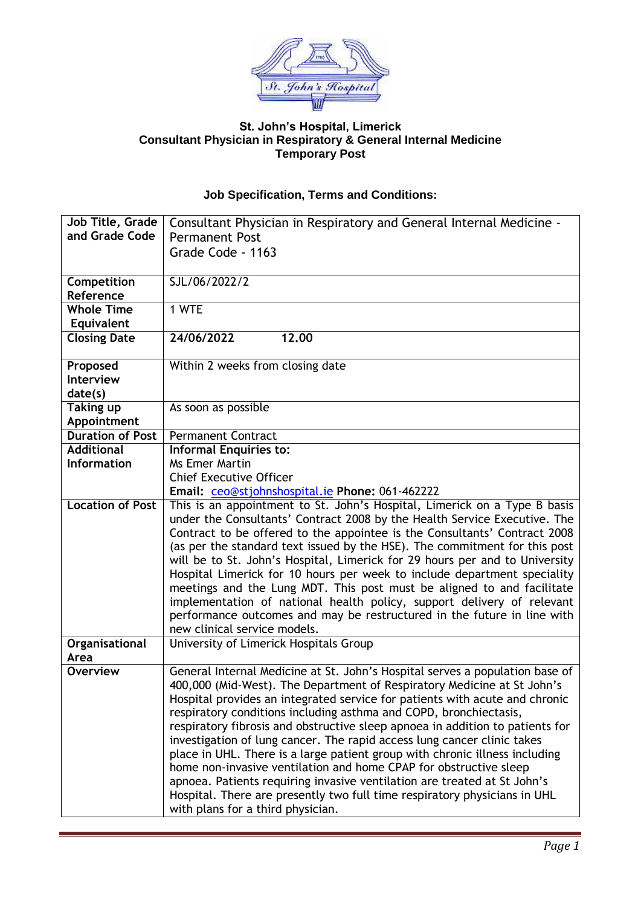**St. John's Hospital, Limerick**
**Consultant Physician in Respiratory & General Internal Medicine**
**Temporary Post**

**Job Specification, Terms and Conditions:**

| | |
|---|---|
| **Job Title, Grade and Grade Code** | Consultant Physician in Respiratory and General Internal Medicine - Permanent Post<br>Grade Code - 1163 |
| **Competition Reference** | SJL/06/2022/2 |
| **Whole Time Equivalent** | 1 WTE |
| **Closing Date** | **24/06/2022 12.00** |
| **Proposed Interview date(s)** | Within 2 weeks from closing date |
| **Taking up Appointment** | As soon as possible |
| **Duration of Post** | Permanent Contract |
| **Additional Information** | **Informal Enquiries to:**<br>Ms Emer Martin<br>Chief Executive Officer<br>**Email:** ceo@stjohnshospital.ie **Phone:** 061-462222 |
| **Location of Post** | This is an appointment to St. John's Hospital, Limerick on a Type B basis under the Consultants' Contract 2008 by the Health Service Executive. The Contract to be offered to the appointee is the Consultants' Contract 2008 (as per the standard text issued by the HSE). The commitment for this post will be to St. John's Hospital, Limerick for 29 hours per and to University Hospital Limerick for 10 hours per week to include department speciality meetings and the Lung MDT. This post must be aligned to and facilitate implementation of national health policy, support delivery of relevant performance outcomes and may be restructured in the future in line with new clinical service models. |
| **Organisational Area** | University of Limerick Hospitals Group |
| **Overview** | General Internal Medicine at St. John's Hospital serves a population base of 400,000 (Mid-West). The Department of Respiratory Medicine at St John's Hospital provides an integrated service for patients with acute and chronic respiratory conditions including asthma and COPD, bronchiectasis, respiratory fibrosis and obstructive sleep apnoea in addition to patients for investigation of lung cancer. The rapid access lung cancer clinic takes place in UHL. There is a large patient group with chronic illness including home non-invasive ventilation and home CPAP for obstructive sleep apnoea. Patients requiring invasive ventilation are treated at St John's Hospital. There are presently two full time respiratory physicians in UHL with plans for a third physician. |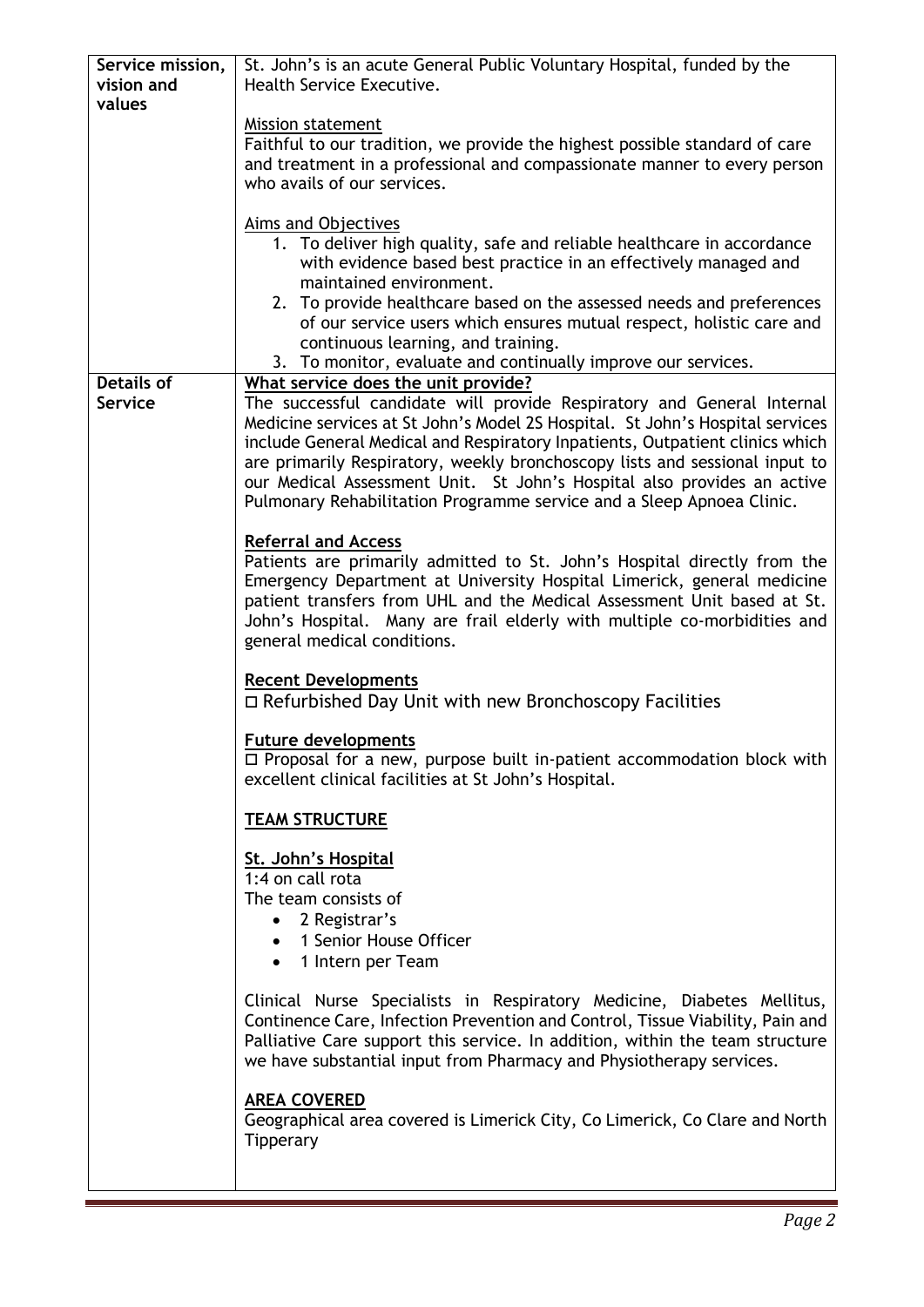| | |
|---|---|
| **Service mission, vision and values** | St. John's is an acute General Public Voluntary Hospital, funded by the Health Service Executive.<br><br><u>Mission statement</u><br>Faithful to our tradition, we provide the highest possible standard of care and treatment in a professional and compassionate manner to every person who avails of our services.<br><br><u>Aims and Objectives</u><br>1. To deliver high quality, safe and reliable healthcare in accordance with evidence based best practice in an effectively managed and maintained environment.<br>2. To provide healthcare based on the assessed needs and preferences of our service users which ensures mutual respect, holistic care and continuous learning, and training.<br>3. To monitor, evaluate and continually improve our services. |
| **Details of Service** | **<u>What service does the unit provide?</u>**<br>The successful candidate will provide Respiratory and General Internal Medicine services at St John's Model 2S Hospital. St John's Hospital services include General Medical and Respiratory Inpatients, Outpatient clinics which are primarily Respiratory, weekly bronchoscopy lists and sessional input to our Medical Assessment Unit. St John's Hospital also provides an active Pulmonary Rehabilitation Programme service and a Sleep Apnoea Clinic.<br><br>**<u>Referral and Access</u>**<br>Patients are primarily admitted to St. John's Hospital directly from the Emergency Department at University Hospital Limerick, general medicine patient transfers from UHL and the Medical Assessment Unit based at St. John's Hospital. Many are frail elderly with multiple co-morbidities and general medical conditions.<br><br>**<u>Recent Developments</u>**<br>□ Refurbished Day Unit with new Bronchoscopy Facilities<br><br>**<u>Future developments</u>**<br>□ Proposal for a new, purpose built in-patient accommodation block with excellent clinical facilities at St John's Hospital.<br><br>**<u>TEAM STRUCTURE</u>**<br><br>**<u>St. John's Hospital</u>**<br>1:4 on call rota<br>The team consists of<br>• 2 Registrar's<br>• 1 Senior House Officer<br>• 1 Intern per Team<br><br>Clinical Nurse Specialists in Respiratory Medicine, Diabetes Mellitus, Continence Care, Infection Prevention and Control, Tissue Viability, Pain and Palliative Care support this service. In addition, within the team structure we have substantial input from Pharmacy and Physiotherapy services.<br><br>**<u>AREA COVERED</u>**<br>Geographical area covered is Limerick City, Co Limerick, Co Clare and North Tipperary |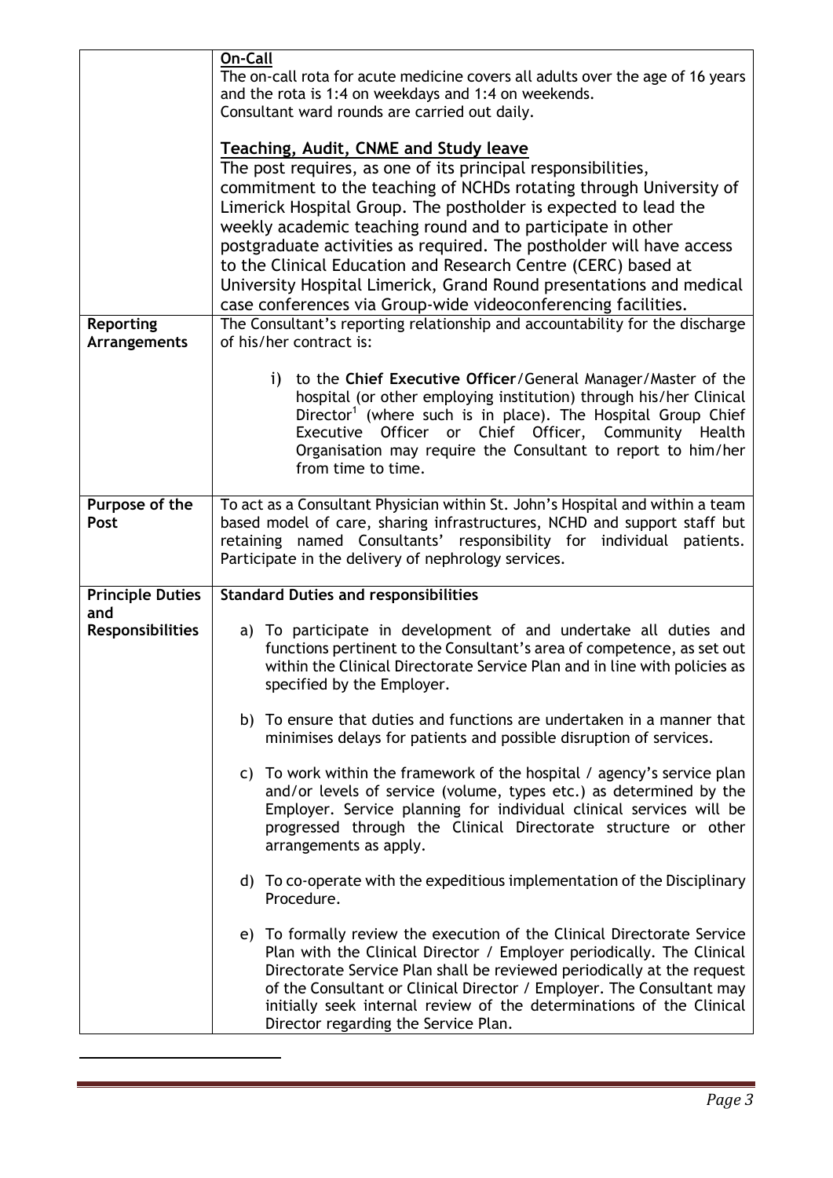| | |
|---|---|
| | **On-Call**<br>The on-call rota for acute medicine covers all adults over the age of 16 years and the rota is 1:4 on weekdays and 1:4 on weekends.<br>Consultant ward rounds are carried out daily.<br><br>**Teaching, Audit, CNME and Study leave**<br>The post requires, as one of its principal responsibilities, commitment to the teaching of NCHDs rotating through University of Limerick Hospital Group. The postholder is expected to lead the weekly academic teaching round and to participate in other postgraduate activities as required. The postholder will have access to the Clinical Education and Research Centre (CERC) based at University Hospital Limerick, Grand Round presentations and medical case conferences via Group-wide videoconferencing facilities. |
| **Reporting Arrangements** | The Consultant's reporting relationship and accountability for the discharge of his/her contract is:<br><br>i) to the **Chief Executive Officer**/General Manager/Master of the hospital (or other employing institution) through his/her Clinical Director[1] (where such is in place). The Hospital Group Chief Executive Officer or Chief Officer, Community Health Organisation may require the Consultant to report to him/her from time to time. |
| **Purpose of the Post** | To act as a Consultant Physician within St. John's Hospital and within a team based model of care, sharing infrastructures, NCHD and support staff but retaining named Consultants' responsibility for individual patients. Participate in the delivery of nephrology services. |
| **Principle Duties and Responsibilities** | **Standard Duties and responsibilities**<br><br>a) To participate in development of and undertake all duties and functions pertinent to the Consultant's area of competence, as set out within the Clinical Directorate Service Plan and in line with policies as specified by the Employer.<br><br>b) To ensure that duties and functions are undertaken in a manner that minimises delays for patients and possible disruption of services.<br><br>c) To work within the framework of the hospital / agency's service plan and/or levels of service (volume, types etc.) as determined by the Employer. Service planning for individual clinical services will be progressed through the Clinical Directorate structure or other arrangements as apply.<br><br>d) To co-operate with the expeditious implementation of the Disciplinary Procedure.<br><br>e) To formally review the execution of the Clinical Directorate Service Plan with the Clinical Director / Employer periodically. The Clinical Directorate Service Plan shall be reviewed periodically at the request of the Consultant or Clinical Director / Employer. The Consultant may initially seek internal review of the determinations of the Clinical Director regarding the Service Plan. |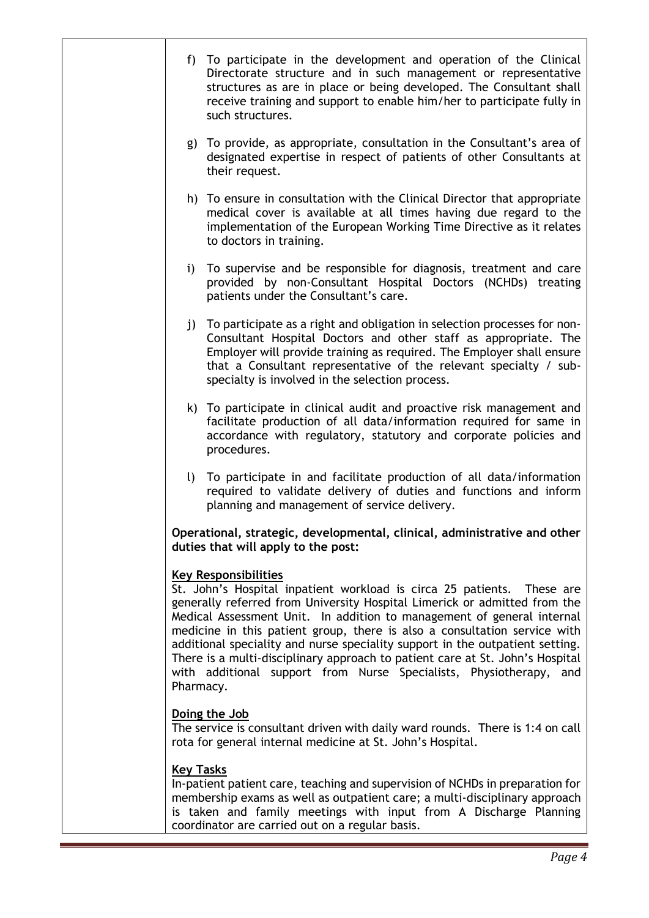f) To participate in the development and operation of the Clinical Directorate structure and in such management or representative structures as are in place or being developed. The Consultant shall receive training and support to enable him/her to participate fully in such structures.

g) To provide, as appropriate, consultation in the Consultant's area of designated expertise in respect of patients of other Consultants at their request.

h) To ensure in consultation with the Clinical Director that appropriate medical cover is available at all times having due regard to the implementation of the European Working Time Directive as it relates to doctors in training.

i) To supervise and be responsible for diagnosis, treatment and care provided by non-Consultant Hospital Doctors (NCHDs) treating patients under the Consultant's care.

j) To participate as a right and obligation in selection processes for non-Consultant Hospital Doctors and other staff as appropriate. The Employer will provide training as required. The Employer shall ensure that a Consultant representative of the relevant specialty / sub-specialty is involved in the selection process.

k) To participate in clinical audit and proactive risk management and facilitate production of all data/information required for same in accordance with regulatory, statutory and corporate policies and procedures.

l) To participate in and facilitate production of all data/information required to validate delivery of duties and functions and inform planning and management of service delivery.

**Operational, strategic, developmental, clinical, administrative and other duties that will apply to the post:**

**Key Responsibilities**

St. John's Hospital inpatient workload is circa 25 patients. These are generally referred from University Hospital Limerick or admitted from the Medical Assessment Unit. In addition to management of general internal medicine in this patient group, there is also a consultation service with additional speciality and nurse speciality support in the outpatient setting. There is a multi-disciplinary approach to patient care at St. John's Hospital with additional support from Nurse Specialists, Physiotherapy, and Pharmacy.

**Doing the Job**

The service is consultant driven with daily ward rounds. There is 1:4 on call rota for general internal medicine at St. John's Hospital.

**Key Tasks**

In-patient patient care, teaching and supervision of NCHDs in preparation for membership exams as well as outpatient care; a multi-disciplinary approach is taken and family meetings with input from A Discharge Planning coordinator are carried out on a regular basis.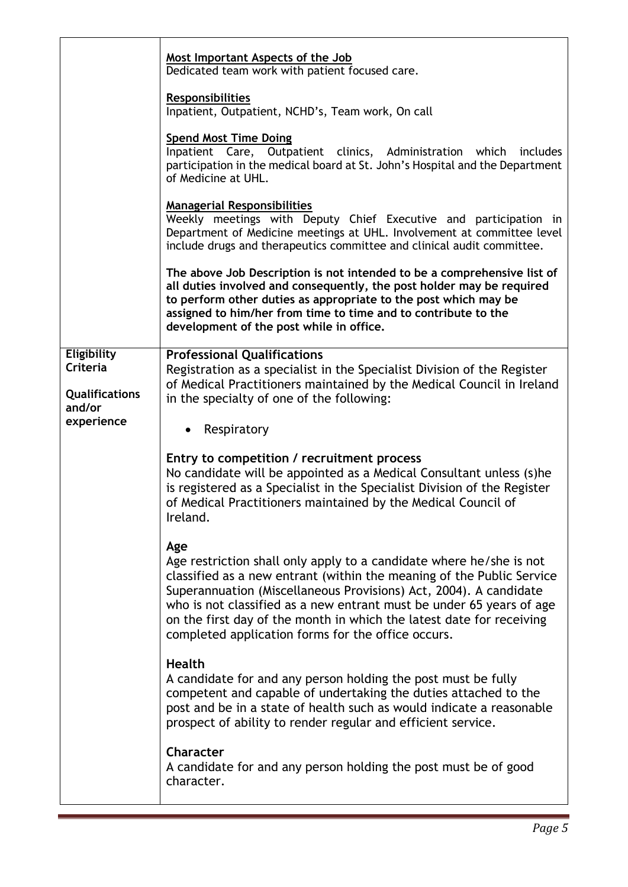| | |
|---|---|
| | <u>**Most Important Aspects of the Job**</u><br>Dedicated team work with patient focused care.<br><br><u>**Responsibilities**</u><br>Inpatient, Outpatient, NCHD's, Team work, On call<br><br><u>**Spend Most Time Doing**</u><br>Inpatient Care, Outpatient clinics, Administration which includes participation in the medical board at St. John's Hospital and the Department of Medicine at UHL.<br><br><u>**Managerial Responsibilities**</u><br>Weekly meetings with Deputy Chief Executive and participation in Department of Medicine meetings at UHL. Involvement at committee level include drugs and therapeutics committee and clinical audit committee.<br><br>**The above Job Description is not intended to be a comprehensive list of all duties involved and consequently, the post holder may be required to perform other duties as appropriate to the post which may be assigned to him/her from time to time and to contribute to the development of the post while in office.** |
| **Eligibility Criteria**<br><br>**Qualifications and/or experience** | **Professional Qualifications**<br>Registration as a specialist in the Specialist Division of the Register of Medical Practitioners maintained by the Medical Council in Ireland in the specialty of one of the following:<br><br>• Respiratory<br><br>**Entry to competition / recruitment process**<br>No candidate will be appointed as a Medical Consultant unless (s)he is registered as a Specialist in the Specialist Division of the Register of Medical Practitioners maintained by the Medical Council of Ireland.<br><br>**Age**<br>Age restriction shall only apply to a candidate where he/she is not classified as a new entrant (within the meaning of the Public Service Superannuation (Miscellaneous Provisions) Act, 2004). A candidate who is not classified as a new entrant must be under 65 years of age on the first day of the month in which the latest date for receiving completed application forms for the office occurs.<br><br>**Health**<br>A candidate for and any person holding the post must be fully competent and capable of undertaking the duties attached to the post and be in a state of health such as would indicate a reasonable prospect of ability to render regular and efficient service.<br><br>**Character**<br>A candidate for and any person holding the post must be of good character. |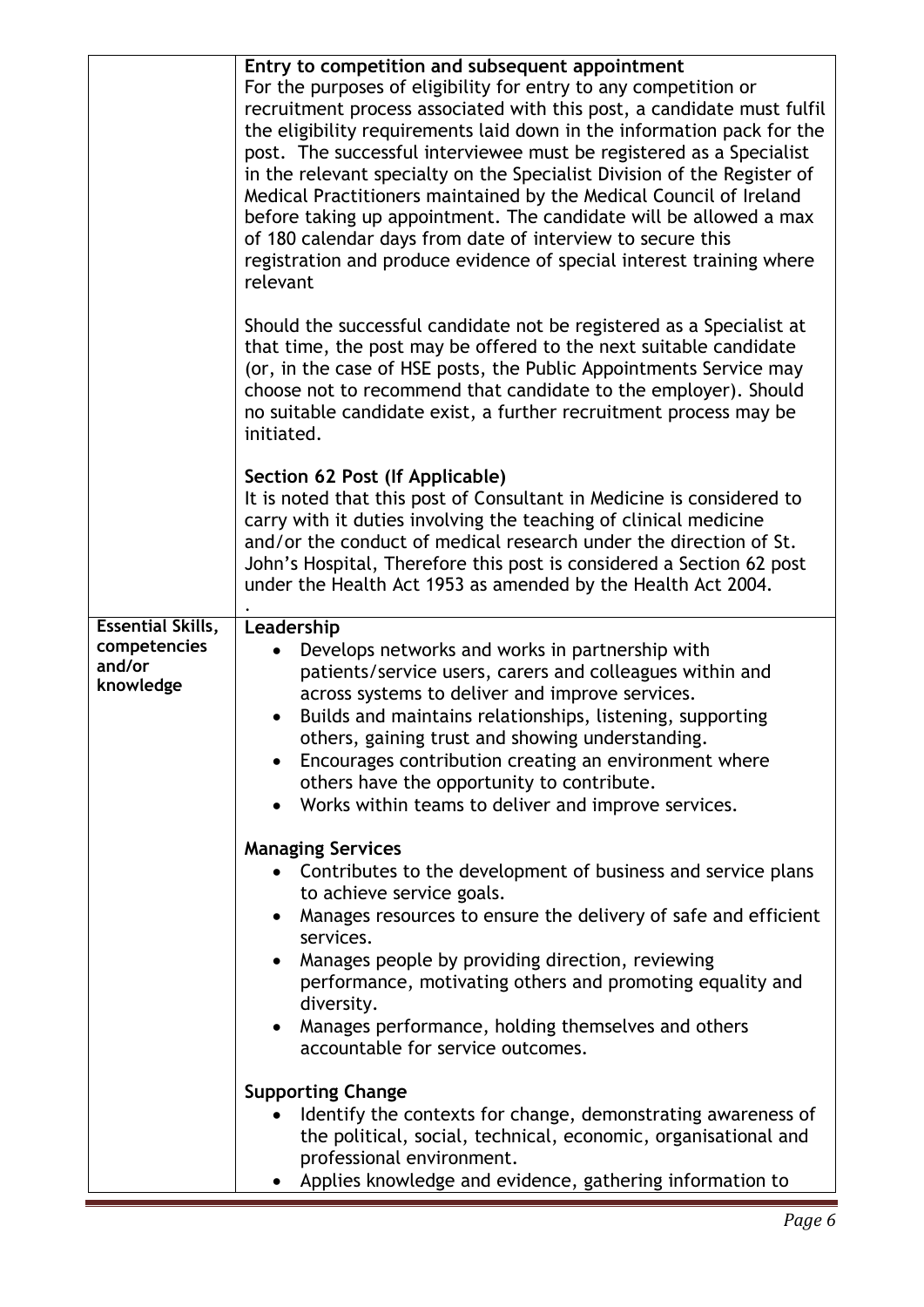| | |
|---|---|
| | **Entry to competition and subsequent appointment**<br>For the purposes of eligibility for entry to any competition or recruitment process associated with this post, a candidate must fulfil the eligibility requirements laid down in the information pack for the post. The successful interviewee must be registered as a Specialist in the relevant specialty on the Specialist Division of the Register of Medical Practitioners maintained by the Medical Council of Ireland before taking up appointment. The candidate will be allowed a max of 180 calendar days from date of interview to secure this registration and produce evidence of special interest training where relevant<br><br>Should the successful candidate not be registered as a Specialist at that time, the post may be offered to the next suitable candidate (or, in the case of HSE posts, the Public Appointments Service may choose not to recommend that candidate to the employer). Should no suitable candidate exist, a further recruitment process may be initiated.<br><br>**Section 62 Post (If Applicable)**<br>It is noted that this post of Consultant in Medicine is considered to carry with it duties involving the teaching of clinical medicine and/or the conduct of medical research under the direction of St. John's Hospital, Therefore this post is considered a Section 62 post under the Health Act 1953 as amended by the Health Act 2004.<br>. |
| **Essential Skills, competencies and/or knowledge** | **Leadership**<br>• Develops networks and works in partnership with patients/service users, carers and colleagues within and across systems to deliver and improve services.<br>• Builds and maintains relationships, listening, supporting others, gaining trust and showing understanding.<br>• Encourages contribution creating an environment where others have the opportunity to contribute.<br>• Works within teams to deliver and improve services.<br><br>**Managing Services**<br>• Contributes to the development of business and service plans to achieve service goals.<br>• Manages resources to ensure the delivery of safe and efficient services.<br>• Manages people by providing direction, reviewing performance, motivating others and promoting equality and diversity.<br>• Manages performance, holding themselves and others accountable for service outcomes.<br><br>**Supporting Change**<br>• Identify the contexts for change, demonstrating awareness of the political, social, technical, economic, organisational and professional environment.<br>• Applies knowledge and evidence, gathering information to |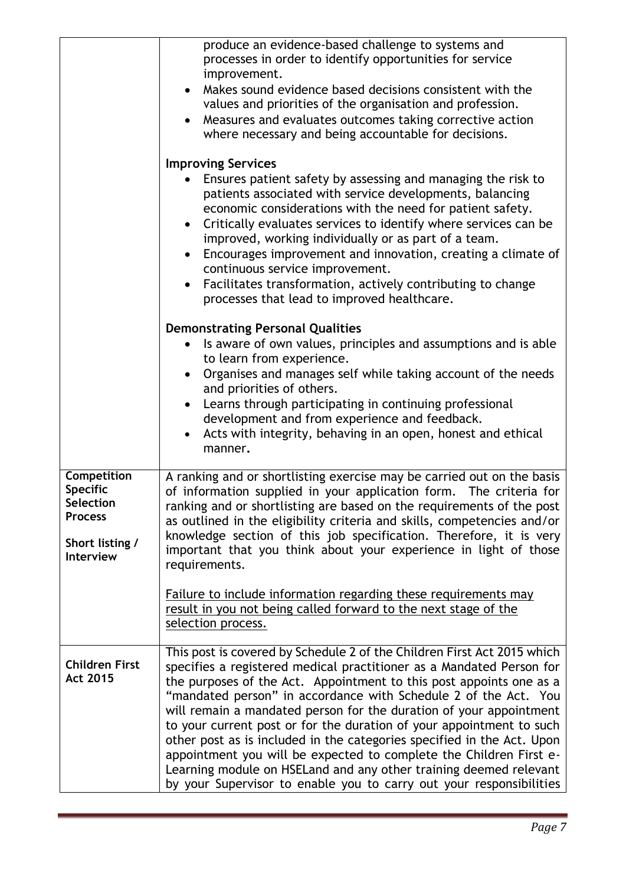| | |
|---|---|
| | produce an evidence-based challenge to systems and processes in order to identify opportunities for service improvement.<br>• Makes sound evidence based decisions consistent with the values and priorities of the organisation and profession.<br>• Measures and evaluates outcomes taking corrective action where necessary and being accountable for decisions.<br><br>**Improving Services**<br>• Ensures patient safety by assessing and managing the risk to patients associated with service developments, balancing economic considerations with the need for patient safety.<br>• Critically evaluates services to identify where services can be improved, working individually or as part of a team.<br>• Encourages improvement and innovation, creating a climate of continuous service improvement.<br>• Facilitates transformation, actively contributing to change processes that lead to improved healthcare.<br><br>**Demonstrating Personal Qualities**<br>• Is aware of own values, principles and assumptions and is able to learn from experience.<br>• Organises and manages self while taking account of the needs and priorities of others.<br>• Learns through participating in continuing professional development and from experience and feedback.<br>• Acts with integrity, behaving in an open, honest and ethical manner**.** |
| **Competition Specific Selection Process**<br><br>**Short listing / Interview** | A ranking and or shortlisting exercise may be carried out on the basis of information supplied in your application form. The criteria for ranking and or shortlisting are based on the requirements of the post as outlined in the eligibility criteria and skills, competencies and/or knowledge section of this job specification. Therefore, it is very important that you think about your experience in light of those requirements.<br><br><u>Failure to include information regarding these requirements may result in you not being called forward to the next stage of the selection process.</u> |
| **Children First Act 2015** | This post is covered by Schedule 2 of the Children First Act 2015 which specifies a registered medical practitioner as a Mandated Person for the purposes of the Act. Appointment to this post appoints one as a "mandated person" in accordance with Schedule 2 of the Act. You will remain a mandated person for the duration of your appointment to your current post or for the duration of your appointment to such other post as is included in the categories specified in the Act. Upon appointment you will be expected to complete the Children First e-Learning module on HSELand and any other training deemed relevant by your Supervisor to enable you to carry out your responsibilities |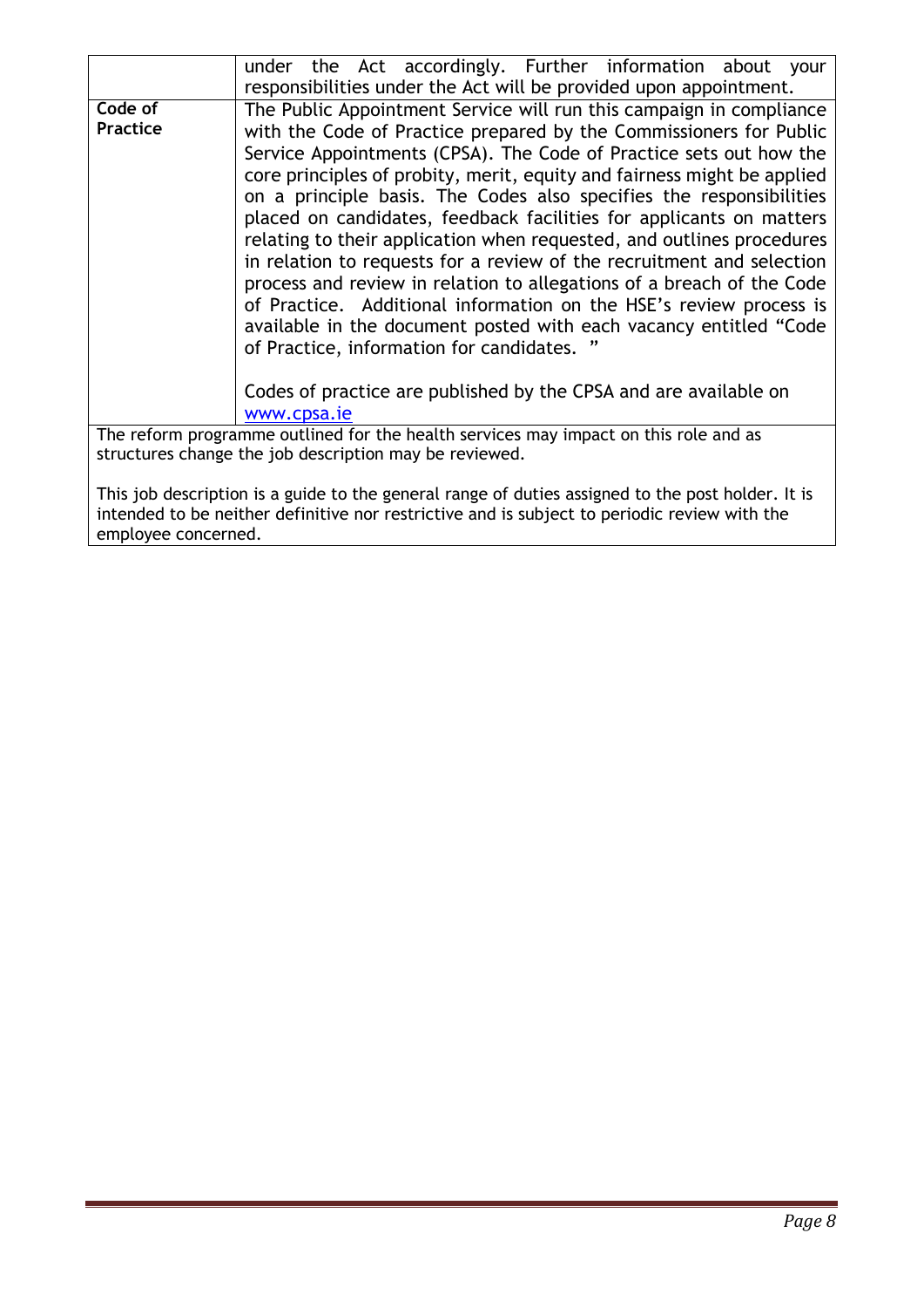| | |
|---|---|
| | under the Act accordingly. Further information about your responsibilities under the Act will be provided upon appointment. |
| **Code of Practice** | The Public Appointment Service will run this campaign in compliance with the Code of Practice prepared by the Commissioners for Public Service Appointments (CPSA). The Code of Practice sets out how the core principles of probity, merit, equity and fairness might be applied on a principle basis. The Codes also specifies the responsibilities placed on candidates, feedback facilities for applicants on matters relating to their application when requested, and outlines procedures in relation to requests for a review of the recruitment and selection process and review in relation to allegations of a breach of the Code of Practice. Additional information on the HSE's review process is available in the document posted with each vacancy entitled "Code of Practice, information for candidates. "<br><br>Codes of practice are published by the CPSA and are available on www.cpsa.ie |

The reform programme outlined for the health services may impact on this role and as structures change the job description may be reviewed.

This job description is a guide to the general range of duties assigned to the post holder. It is intended to be neither definitive nor restrictive and is subject to periodic review with the employee concerned.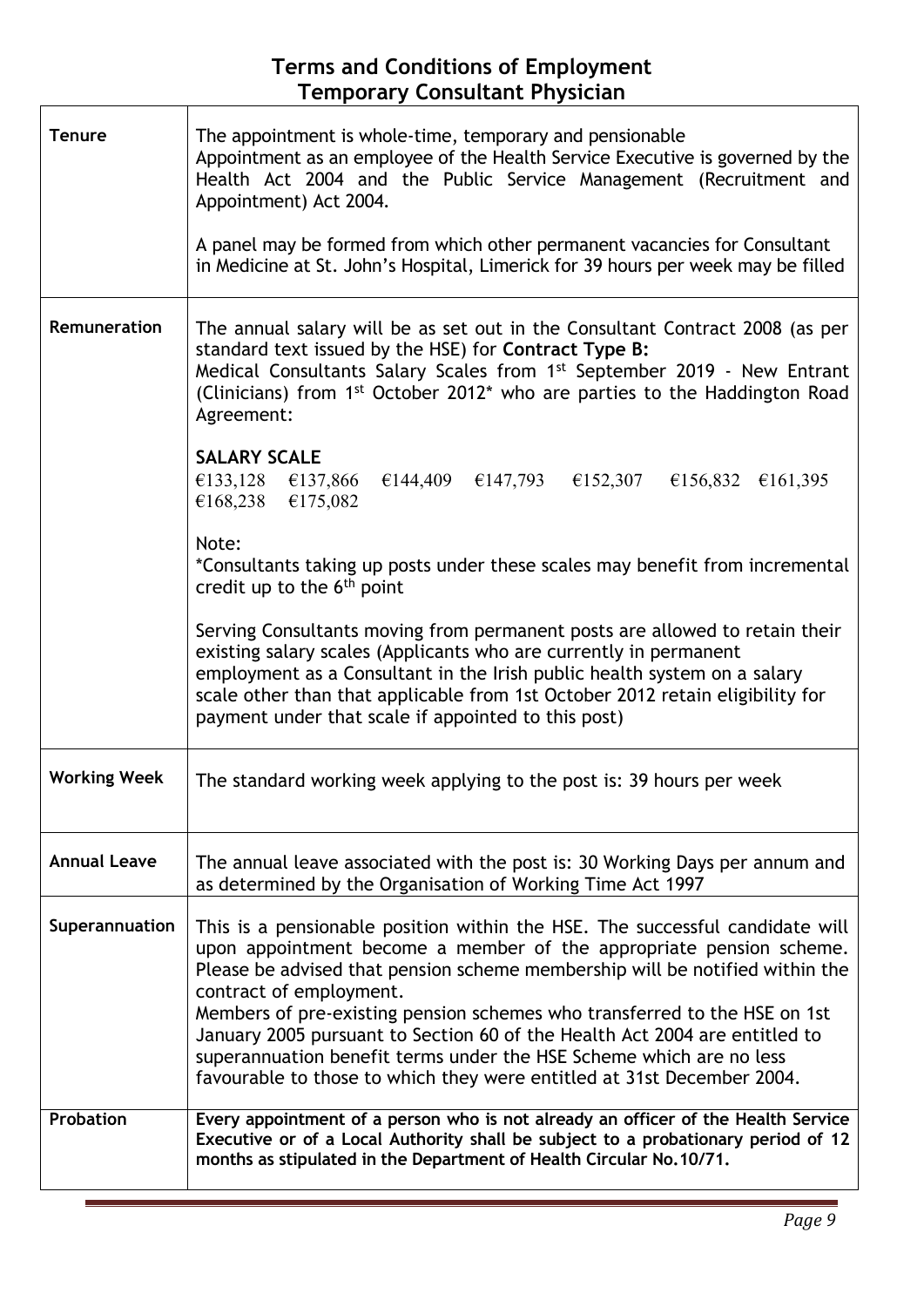# Terms and Conditions of Employment
## Temporary Consultant Physician

| | |
|---|---|
| **Tenure** | The appointment is whole-time, temporary and pensionable<br>Appointment as an employee of the Health Service Executive is governed by the Health Act 2004 and the Public Service Management (Recruitment and Appointment) Act 2004.<br><br>A panel may be formed from which other permanent vacancies for Consultant in Medicine at St. John's Hospital, Limerick for 39 hours per week may be filled |
| **Remuneration** | The annual salary will be as set out in the Consultant Contract 2008 (as per standard text issued by the HSE) for **Contract Type B:**<br>Medical Consultants Salary Scales from 1st September 2019 - New Entrant (Clinicians) from 1st October 2012* who are parties to the Haddington Road Agreement:<br><br>**SALARY SCALE**<br>€133,128 €137,866 €144,409 €147,793 €152,307 €156,832 €161,395 €168,238 €175,082<br><br>Note:<br>*Consultants taking up posts under these scales may benefit from incremental credit up to the 6th point<br><br>Serving Consultants moving from permanent posts are allowed to retain their existing salary scales (Applicants who are currently in permanent employment as a Consultant in the Irish public health system on a salary scale other than that applicable from 1st October 2012 retain eligibility for payment under that scale if appointed to this post) |
| **Working Week** | The standard working week applying to the post is: 39 hours per week |
| **Annual Leave** | The annual leave associated with the post is: 30 Working Days per annum and as determined by the Organisation of Working Time Act 1997 |
| **Superannuation** | This is a pensionable position within the HSE. The successful candidate will upon appointment become a member of the appropriate pension scheme. Please be advised that pension scheme membership will be notified within the contract of employment.<br>Members of pre-existing pension schemes who transferred to the HSE on 1st January 2005 pursuant to Section 60 of the Health Act 2004 are entitled to superannuation benefit terms under the HSE Scheme which are no less favourable to those to which they were entitled at 31st December 2004. |
| **Probation** | **Every appointment of a person who is not already an officer of the Health Service Executive or of a Local Authority shall be subject to a probationary period of 12 months as stipulated in the Department of Health Circular No.10/71.** |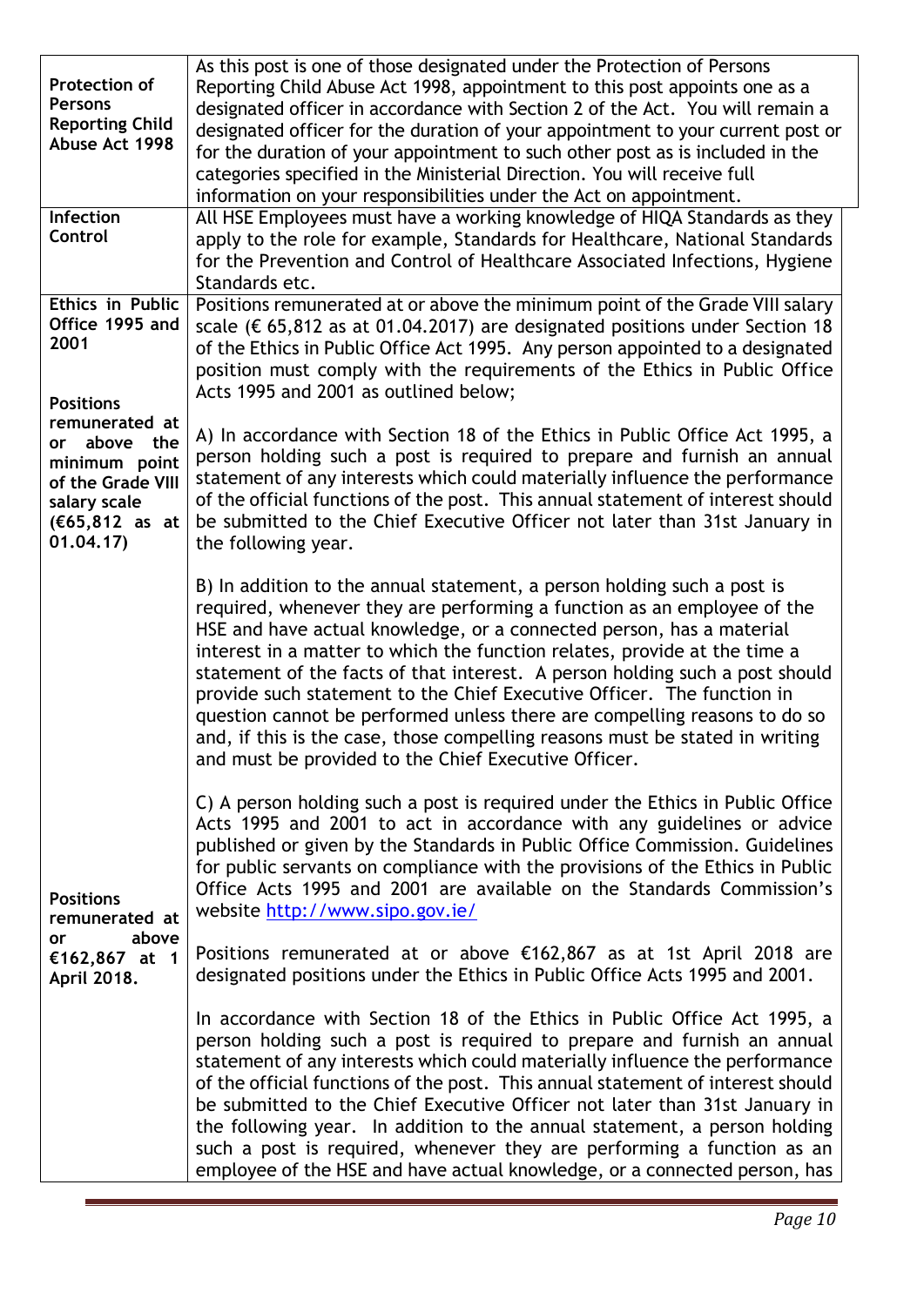| | |
|---|---|
| **Protection of Persons Reporting Child Abuse Act 1998** | As this post is one of those designated under the Protection of Persons Reporting Child Abuse Act 1998, appointment to this post appoints one as a designated officer in accordance with Section 2 of the Act. You will remain a designated officer for the duration of your appointment to your current post or for the duration of your appointment to such other post as is included in the categories specified in the Ministerial Direction. You will receive full information on your responsibilities under the Act on appointment. |
| **Infection Control** | All HSE Employees must have a working knowledge of HIQA Standards as they apply to the role for example, Standards for Healthcare, National Standards for the Prevention and Control of Healthcare Associated Infections, Hygiene Standards etc. |
| **Ethics in Public Office 1995 and 2001**<br><br>**Positions remunerated at or above the minimum point of the Grade VIII salary scale (€65,812 as at 01.04.17)** | Positions remunerated at or above the minimum point of the Grade VIII salary scale (€ 65,812 as at 01.04.2017) are designated positions under Section 18 of the Ethics in Public Office Act 1995. Any person appointed to a designated position must comply with the requirements of the Ethics in Public Office Acts 1995 and 2001 as outlined below;<br><br>A) In accordance with Section 18 of the Ethics in Public Office Act 1995, a person holding such a post is required to prepare and furnish an annual statement of any interests which could materially influence the performance of the official functions of the post. This annual statement of interest should be submitted to the Chief Executive Officer not later than 31st January in the following year.<br><br>B) In addition to the annual statement, a person holding such a post is required, whenever they are performing a function as an employee of the HSE and have actual knowledge, or a connected person, has a material interest in a matter to which the function relates, provide at the time a statement of the facts of that interest. A person holding such a post should provide such statement to the Chief Executive Officer. The function in question cannot be performed unless there are compelling reasons to do so and, if this is the case, those compelling reasons must be stated in writing and must be provided to the Chief Executive Officer.<br><br>C) A person holding such a post is required under the Ethics in Public Office Acts 1995 and 2001 to act in accordance with any guidelines or advice published or given by the Standards in Public Office Commission. Guidelines for public servants on compliance with the provisions of the Ethics in Public Office Acts 1995 and 2001 are available on the Standards Commission's website http://www.sipo.gov.ie/ |
| **Positions remunerated at or above €162,867 at 1 April 2018.** | Positions remunerated at or above €162,867 as at 1st April 2018 are designated positions under the Ethics in Public Office Acts 1995 and 2001.<br><br>In accordance with Section 18 of the Ethics in Public Office Act 1995, a person holding such a post is required to prepare and furnish an annual statement of any interests which could materially influence the performance of the official functions of the post. This annual statement of interest should be submitted to the Chief Executive Officer not later than 31st January in the following year. In addition to the annual statement, a person holding such a post is required, whenever they are performing a function as an employee of the HSE and have actual knowledge, or a connected person, has |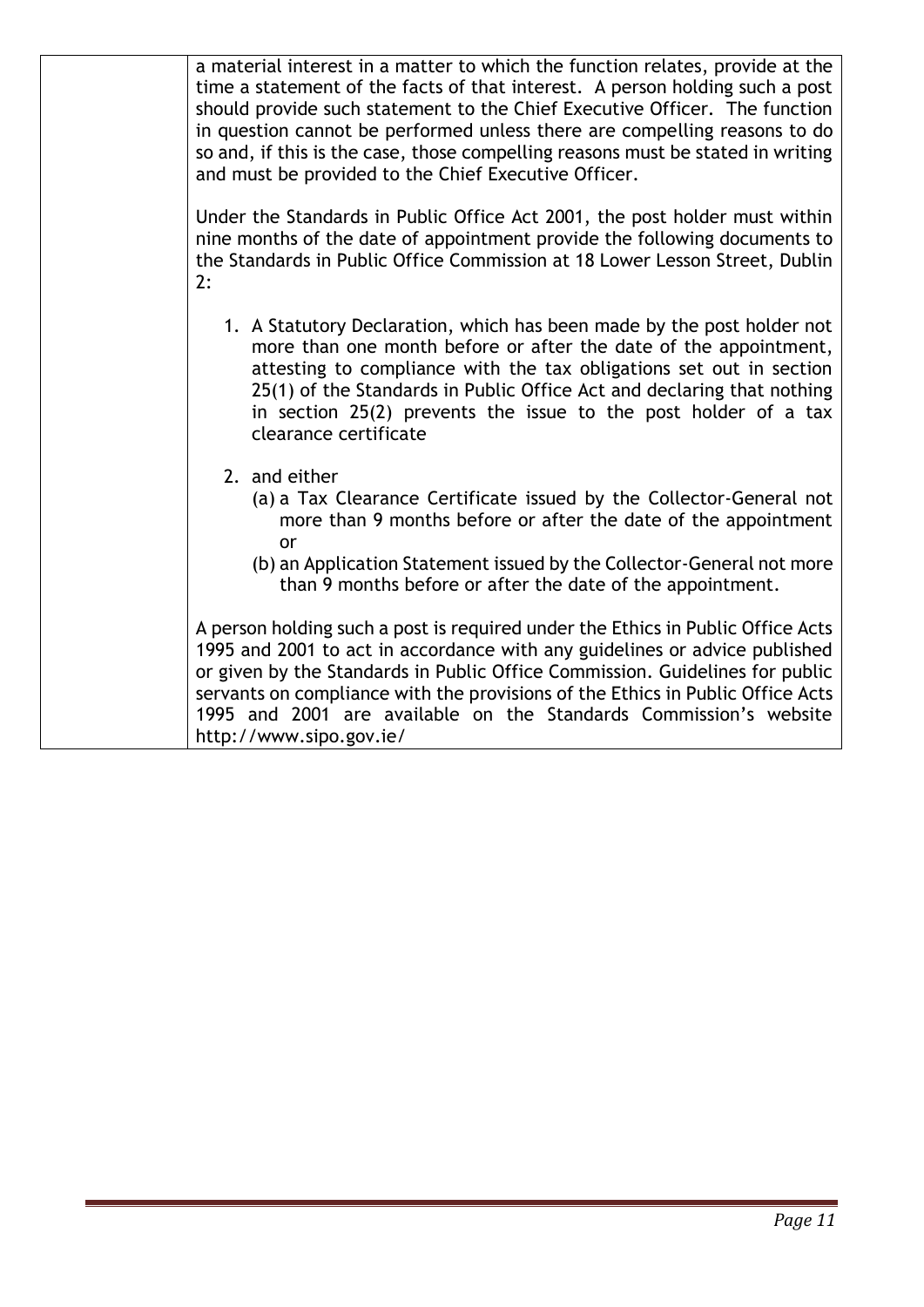| | |
|---|---|
| | a material interest in a matter to which the function relates, provide at the time a statement of the facts of that interest. A person holding such a post should provide such statement to the Chief Executive Officer. The function in question cannot be performed unless there are compelling reasons to do so and, if this is the case, those compelling reasons must be stated in writing and must be provided to the Chief Executive Officer.<br><br>Under the Standards in Public Office Act 2001, the post holder must within nine months of the date of appointment provide the following documents to the Standards in Public Office Commission at 18 Lower Lesson Street, Dublin 2:<br><br>1. A Statutory Declaration, which has been made by the post holder not more than one month before or after the date of the appointment, attesting to compliance with the tax obligations set out in section 25(1) of the Standards in Public Office Act and declaring that nothing in section 25(2) prevents the issue to the post holder of a tax clearance certificate<br><br>2. and either<br>(a) a Tax Clearance Certificate issued by the Collector-General not more than 9 months before or after the date of the appointment or<br>(b) an Application Statement issued by the Collector-General not more than 9 months before or after the date of the appointment.<br><br>A person holding such a post is required under the Ethics in Public Office Acts 1995 and 2001 to act in accordance with any guidelines or advice published or given by the Standards in Public Office Commission. Guidelines for public servants on compliance with the provisions of the Ethics in Public Office Acts 1995 and 2001 are available on the Standards Commission's website http://www.sipo.gov.ie/ |